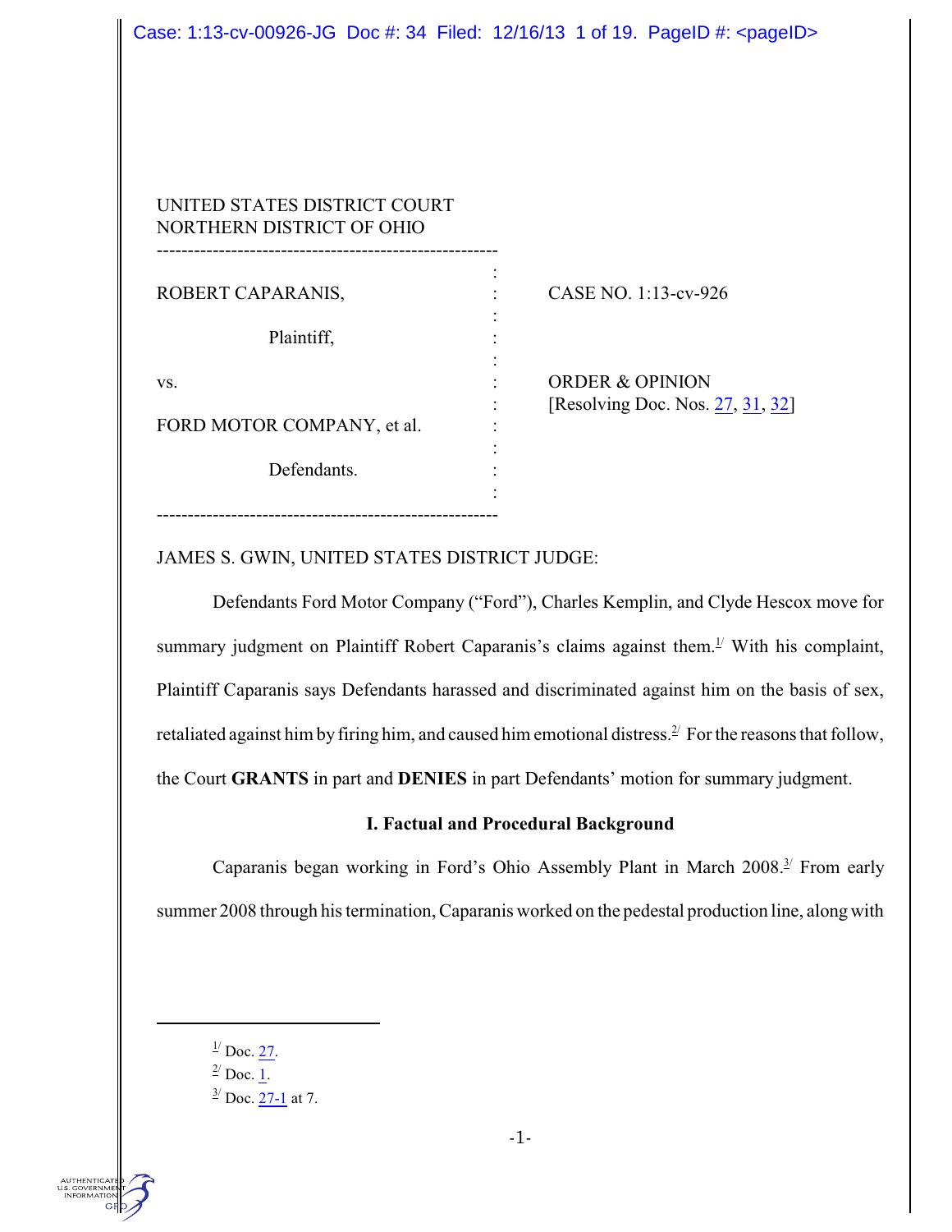UNITED STATES DISTRICT COURT
NORTHERN DISTRICT OF OHIO

| | |
|---|---|
| ROBERT CAPARANIS, Plaintiff, | CASE NO. 1:13-cv-926 |
| vs. | ORDER & OPINION [Resolving Doc. Nos. 27, 31, 32] |
| FORD MOTOR COMPANY, et al. Defendants. | |

JAMES S. GWIN, UNITED STATES DISTRICT JUDGE:

Defendants Ford Motor Company ("Ford"), Charles Kemplin, and Clyde Hescox move for summary judgment on Plaintiff Robert Caparanis's claims against them.[1] With his complaint, Plaintiff Caparanis says Defendants harassed and discriminated against him on the basis of sex, retaliated against him by firing him, and caused him emotional distress.[2] For the reasons that follow, the Court **GRANTS** in part and **DENIES** in part Defendants' motion for summary judgment.

## I. Factual and Procedural Background

Caparanis began working in Ford's Ohio Assembly Plant in March 2008.[3] From early summer 2008 through his termination, Caparanis worked on the pedestal production line, along with

[1] Doc. 27.

[2] Doc. 1.

[3] Doc. 27-1 at 7.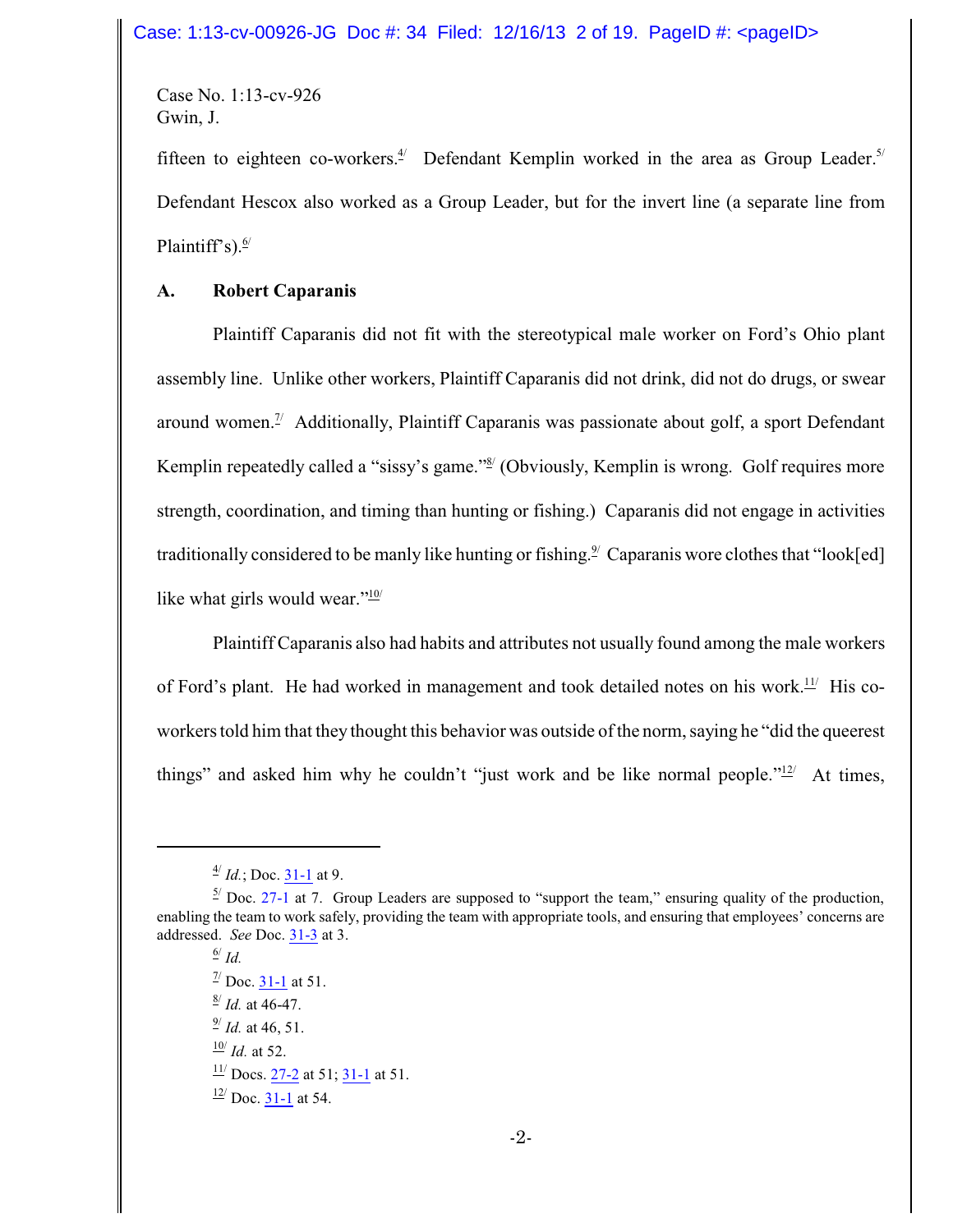Case No. 1:13-cv-926
Gwin, J.

fifteen to eighteen co-workers.[4] Defendant Kemplin worked in the area as Group Leader.[5] Defendant Hescox also worked as a Group Leader, but for the invert line (a separate line from Plaintiff's).[6]

### A. Robert Caparanis

Plaintiff Caparanis did not fit with the stereotypical male worker on Ford's Ohio plant assembly line. Unlike other workers, Plaintiff Caparanis did not drink, did not do drugs, or swear around women.[7] Additionally, Plaintiff Caparanis was passionate about golf, a sport Defendant Kemplin repeatedly called a "sissy's game."[8] (Obviously, Kemplin is wrong. Golf requires more strength, coordination, and timing than hunting or fishing.) Caparanis did not engage in activities traditionally considered to be manly like hunting or fishing.[9] Caparanis wore clothes that "look[ed] like what girls would wear."[10]

Plaintiff Caparanis also had habits and attributes not usually found among the male workers of Ford's plant. He had worked in management and took detailed notes on his work.[11] His co-workers told him that they thought this behavior was outside of the norm, saying he "did the queerest things" and asked him why he couldn't "just work and be like normal people."[12] At times,

---

[4] *Id.*; Doc. 31-1 at 9.

[5] Doc. 27-1 at 7. Group Leaders are supposed to "support the team," ensuring quality of the production, enabling the team to work safely, providing the team with appropriate tools, and ensuring that employees' concerns are addressed. *See* Doc. 31-3 at 3.

[6] *Id.*

[7] Doc. 31-1 at 51.

[8] *Id.* at 46-47.

[9] *Id.* at 46, 51.

[10] *Id.* at 52.

[11] Docs. 27-2 at 51; 31-1 at 51.

[12] Doc. 31-1 at 54.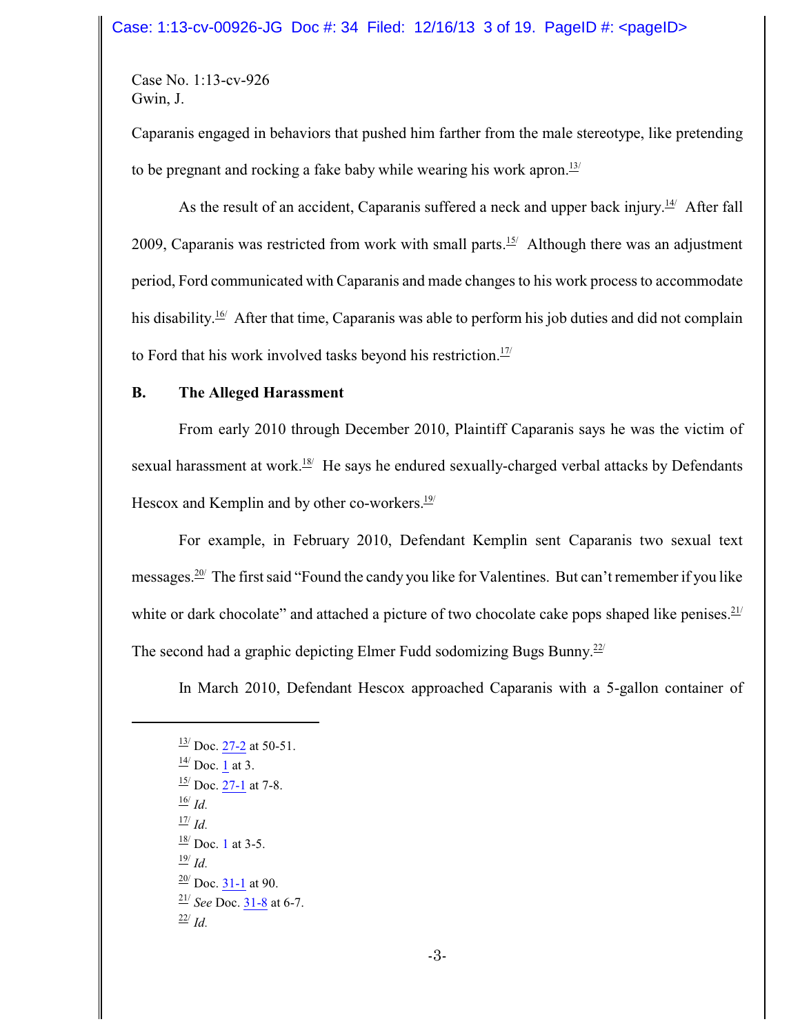Case No. 1:13-cv-926
Gwin, J.

Caparanis engaged in behaviors that pushed him farther from the male stereotype, like pretending to be pregnant and rocking a fake baby while wearing his work apron.[13]

As the result of an accident, Caparanis suffered a neck and upper back injury.[14] After fall 2009, Caparanis was restricted from work with small parts.[15] Although there was an adjustment period, Ford communicated with Caparanis and made changes to his work process to accommodate his disability.[16] After that time, Caparanis was able to perform his job duties and did not complain to Ford that his work involved tasks beyond his restriction.[17]

**B. The Alleged Harassment**

From early 2010 through December 2010, Plaintiff Caparanis says he was the victim of sexual harassment at work.[18] He says he endured sexually-charged verbal attacks by Defendants Hescox and Kemplin and by other co-workers.[19]

For example, in February 2010, Defendant Kemplin sent Caparanis two sexual text messages.[20] The first said "Found the candy you like for Valentines. But can't remember if you like white or dark chocolate" and attached a picture of two chocolate cake pops shaped like penises.[21] The second had a graphic depicting Elmer Fudd sodomizing Bugs Bunny.[22]

In March 2010, Defendant Hescox approached Caparanis with a 5-gallon container of

---

[13] Doc. 27-2 at 50-51.

[14] Doc. 1 at 3.

[15] Doc. 27-1 at 7-8.

[16] *Id.*

[17] *Id.*

[18] Doc. 1 at 3-5.

[19] *Id.*

[20] Doc. 31-1 at 90.

[21] *See* Doc. 31-8 at 6-7.

[22] *Id.*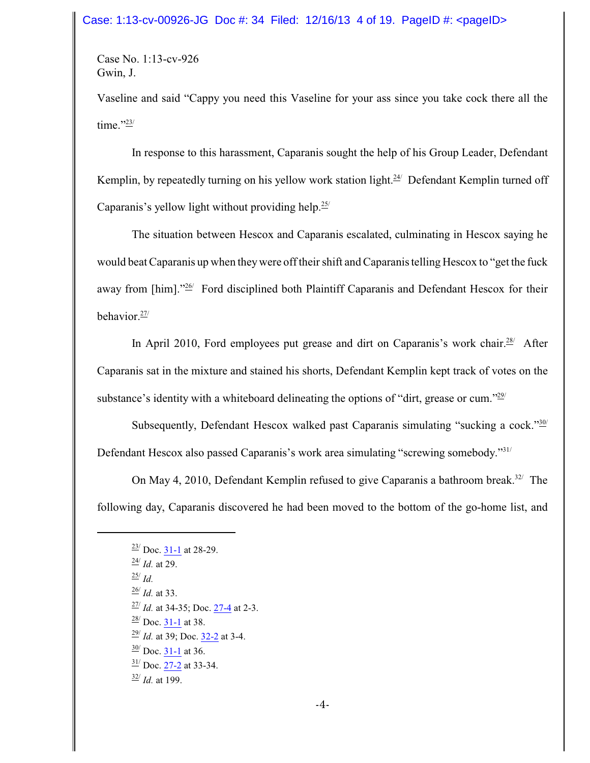Case No. 1:13-cv-926
Gwin, J.

Vaseline and said "Cappy you need this Vaseline for your ass since you take cock there all the time."[23]

In response to this harassment, Caparanis sought the help of his Group Leader, Defendant Kemplin, by repeatedly turning on his yellow work station light.[24] Defendant Kemplin turned off Caparanis's yellow light without providing help.[25]

The situation between Hescox and Caparanis escalated, culminating in Hescox saying he would beat Caparanis up when they were off their shift and Caparanis telling Hescox to "get the fuck away from [him]."[26] Ford disciplined both Plaintiff Caparanis and Defendant Hescox for their behavior.[27]

In April 2010, Ford employees put grease and dirt on Caparanis's work chair.[28] After Caparanis sat in the mixture and stained his shorts, Defendant Kemplin kept track of votes on the substance's identity with a whiteboard delineating the options of "dirt, grease or cum."[29]

Subsequently, Defendant Hescox walked past Caparanis simulating "sucking a cock."[30] Defendant Hescox also passed Caparanis's work area simulating "screwing somebody."[31]

On May 4, 2010, Defendant Kemplin refused to give Caparanis a bathroom break.[32] The following day, Caparanis discovered he had been moved to the bottom of the go-home list, and

---

[23] Doc. 31-1 at 28-29.
[24] *Id.* at 29.
[25] *Id.*
[26] *Id.* at 33.
[27] *Id.* at 34-35; Doc. 27-4 at 2-3.
[28] Doc. 31-1 at 38.
[29] *Id.* at 39; Doc. 32-2 at 3-4.
[30] Doc. 31-1 at 36.
[31] Doc. 27-2 at 33-34.
[32] *Id.* at 199.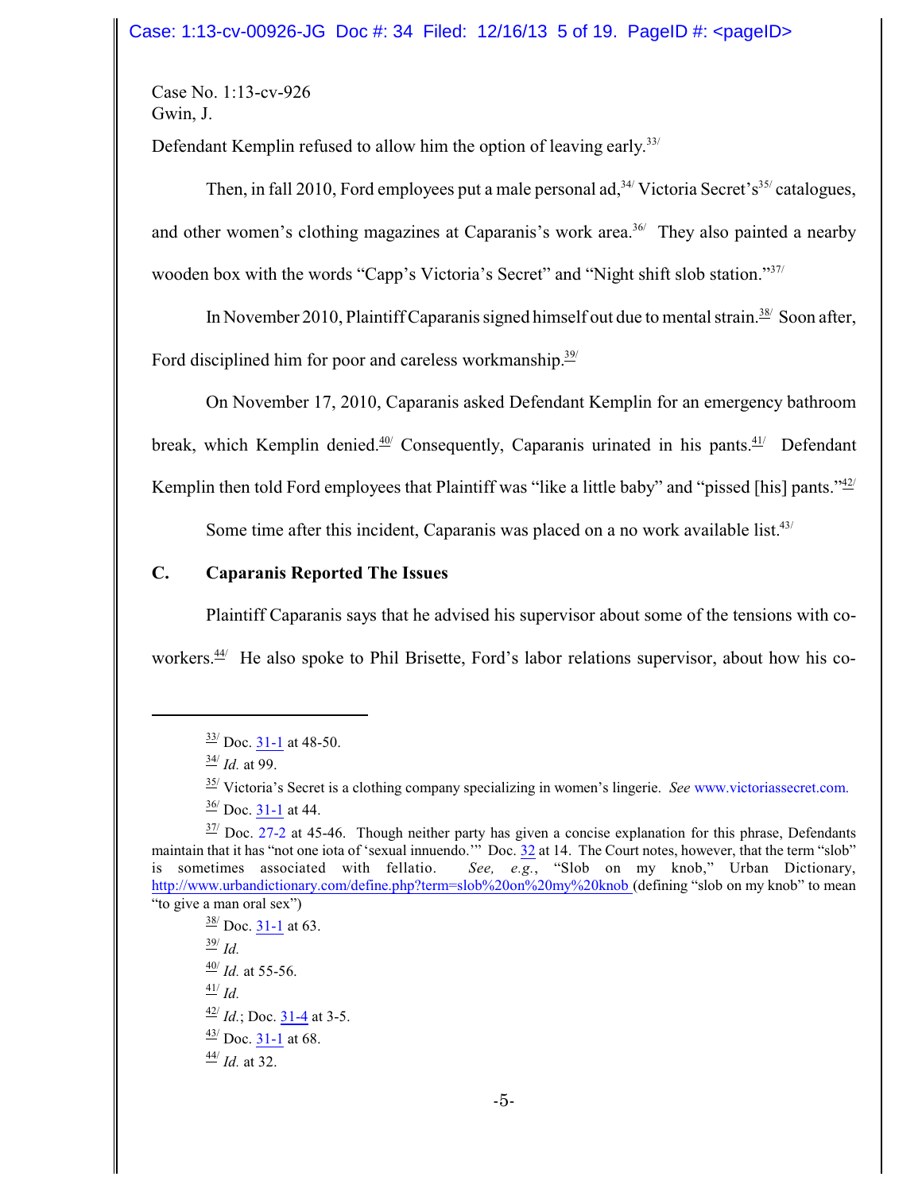Case No. 1:13-cv-926
Gwin, J.

Defendant Kemplin refused to allow him the option of leaving early.[33]

Then, in fall 2010, Ford employees put a male personal ad,[34] Victoria Secret's[35] catalogues, and other women's clothing magazines at Caparanis's work area.[36] They also painted a nearby wooden box with the words "Capp's Victoria's Secret" and "Night shift slob station."[37]

In November 2010, Plaintiff Caparanis signed himself out due to mental strain.[38] Soon after, Ford disciplined him for poor and careless workmanship.[39]

On November 17, 2010, Caparanis asked Defendant Kemplin for an emergency bathroom break, which Kemplin denied.[40] Consequently, Caparanis urinated in his pants.[41] Defendant Kemplin then told Ford employees that Plaintiff was "like a little baby" and "pissed [his] pants."[42]

Some time after this incident, Caparanis was placed on a no work available list.[43]

### C. Caparanis Reported The Issues

Plaintiff Caparanis says that he advised his supervisor about some of the tensions with co-workers.[44] He also spoke to Phil Brisette, Ford's labor relations supervisor, about how his co-

---

[33] Doc. 31-1 at 48-50.

[34] *Id.* at 99.

[35] Victoria's Secret is a clothing company specializing in women's lingerie. *See* www.victoriassecret.com.

[36] Doc. 31-1 at 44.

[37] Doc. 27-2 at 45-46. Though neither party has given a concise explanation for this phrase, Defendants maintain that it has "not one iota of 'sexual innuendo.'" Doc. 32 at 14. The Court notes, however, that the term "slob" is sometimes associated with fellatio. *See, e.g.*, "Slob on my knob," Urban Dictionary, http://www.urbandictionary.com/define.php?term=slob%20on%20my%20knob (defining "slob on my knob" to mean "to give a man oral sex")

[38] Doc. 31-1 at 63.

[39] *Id.*

[40] *Id.* at 55-56.

[41] *Id.*

[42] *Id.*; Doc. 31-4 at 3-5.

[43] Doc. 31-1 at 68.

[44] *Id.* at 32.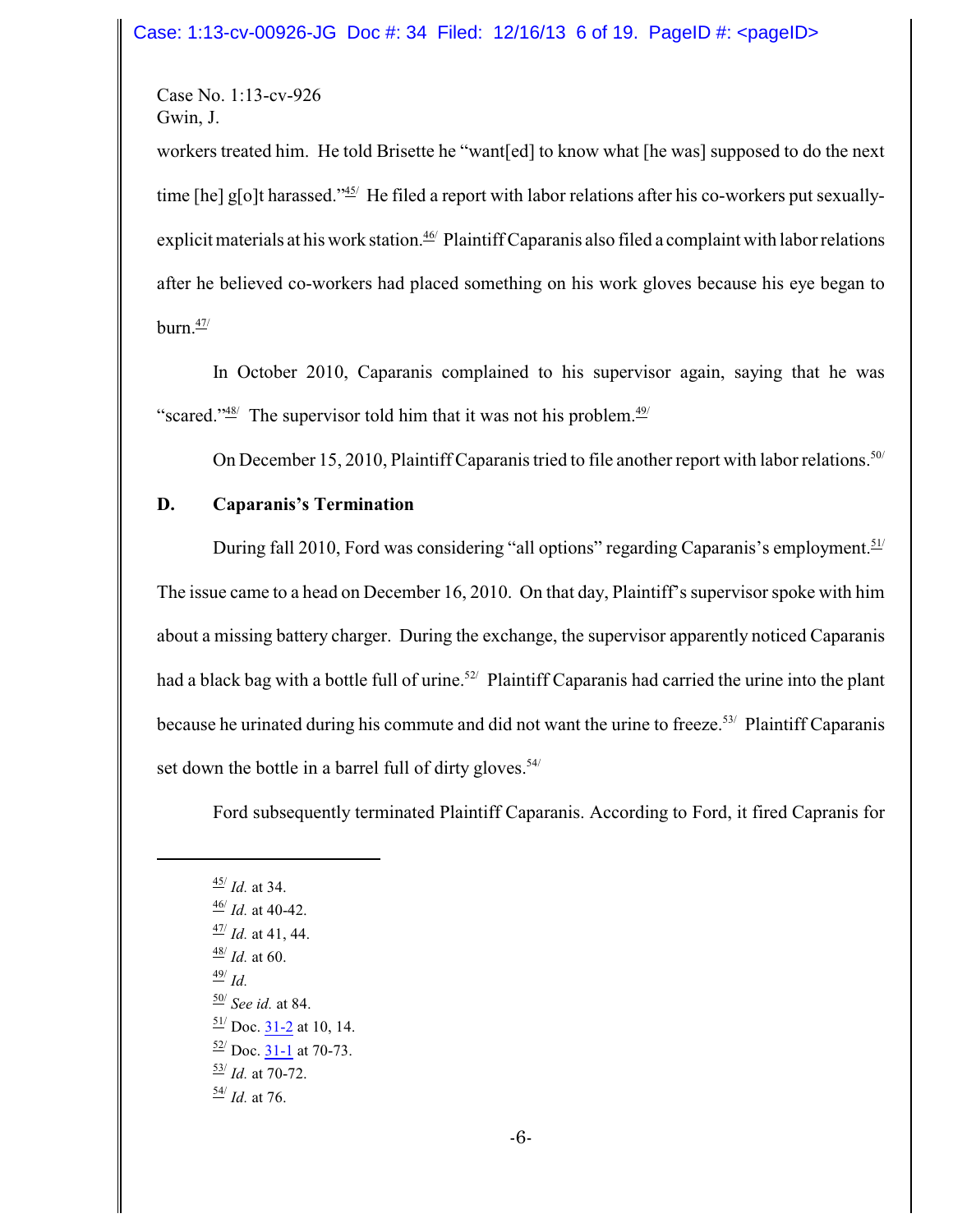workers treated him. He told Brisette he "want[ed] to know what [he was] supposed to do the next time [he] g[o]t harassed."[45] He filed a report with labor relations after his co-workers put sexually-explicit materials at his work station.[46] Plaintiff Caparanis also filed a complaint with labor relations after he believed co-workers had placed something on his work gloves because his eye began to burn.[47]

In October 2010, Caparanis complained to his supervisor again, saying that he was "scared."[48] The supervisor told him that it was not his problem.[49]

On December 15, 2010, Plaintiff Caparanis tried to file another report with labor relations.[50]

### D. Caparanis's Termination

During fall 2010, Ford was considering "all options" regarding Caparanis's employment.[51] The issue came to a head on December 16, 2010. On that day, Plaintiff's supervisor spoke with him about a missing battery charger. During the exchange, the supervisor apparently noticed Caparanis had a black bag with a bottle full of urine.[52] Plaintiff Caparanis had carried the urine into the plant because he urinated during his commute and did not want the urine to freeze.[53] Plaintiff Caparanis set down the bottle in a barrel full of dirty gloves.[54]

Ford subsequently terminated Plaintiff Caparanis. According to Ford, it fired Capranis for

---

[45] *Id.* at 34.
[46] *Id.* at 40-42.
[47] *Id.* at 41, 44.
[48] *Id.* at 60.
[49] *Id.*
[50] *See id.* at 84.
[51] Doc. 31-2 at 10, 14.
[52] Doc. 31-1 at 70-73.
[53] *Id.* at 70-72.
[54] *Id.* at 76.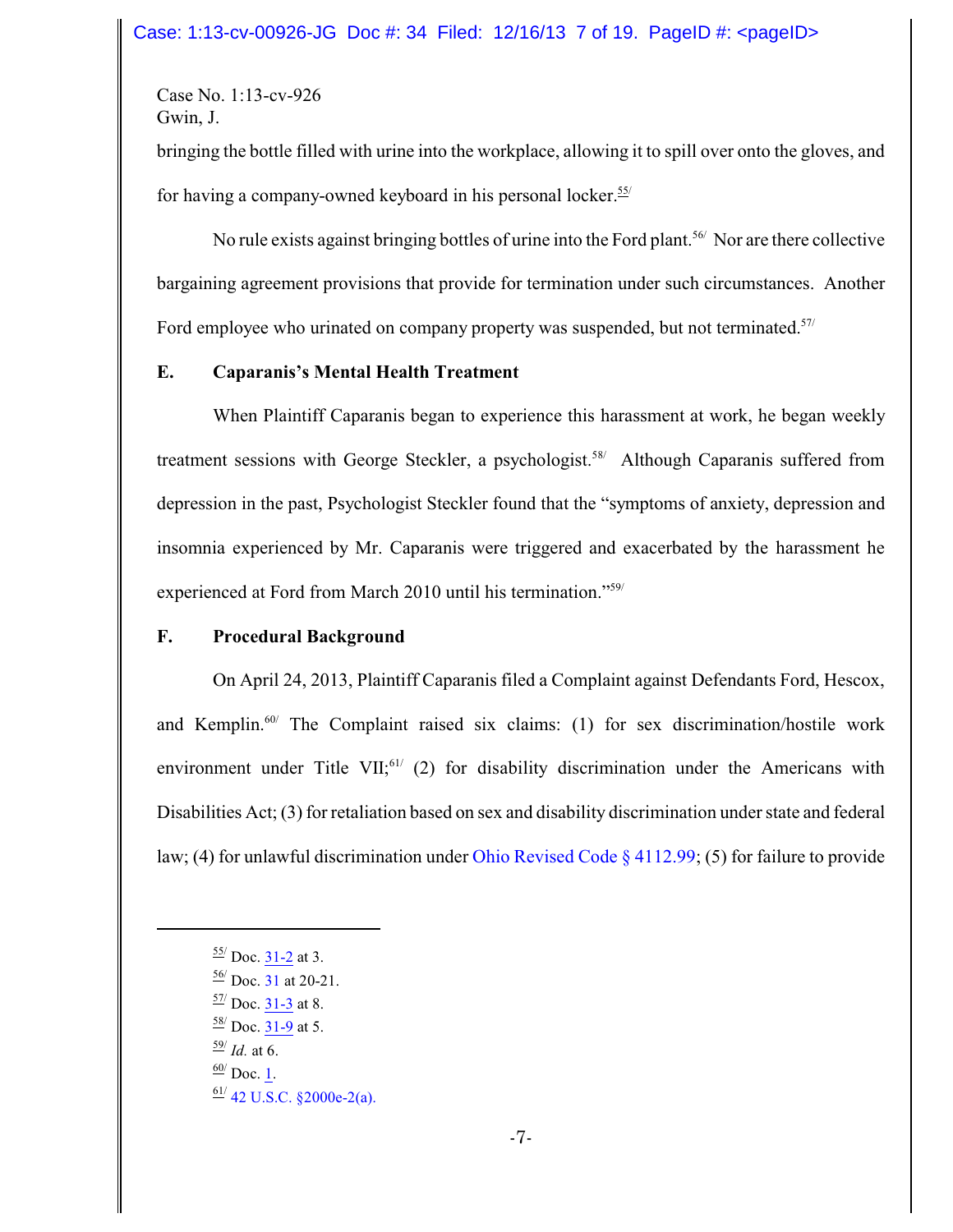bringing the bottle filled with urine into the workplace, allowing it to spill over onto the gloves, and for having a company-owned keyboard in his personal locker.[55]

No rule exists against bringing bottles of urine into the Ford plant.[56] Nor are there collective bargaining agreement provisions that provide for termination under such circumstances. Another Ford employee who urinated on company property was suspended, but not terminated.[57]

**E. Caparanis's Mental Health Treatment**

When Plaintiff Caparanis began to experience this harassment at work, he began weekly treatment sessions with George Steckler, a psychologist.[58] Although Caparanis suffered from depression in the past, Psychologist Steckler found that the "symptoms of anxiety, depression and insomnia experienced by Mr. Caparanis were triggered and exacerbated by the harassment he experienced at Ford from March 2010 until his termination."[59]

**F. Procedural Background**

On April 24, 2013, Plaintiff Caparanis filed a Complaint against Defendants Ford, Hescox, and Kemplin.[60] The Complaint raised six claims: (1) for sex discrimination/hostile work environment under Title VII;[61] (2) for disability discrimination under the Americans with Disabilities Act; (3) for retaliation based on sex and disability discrimination under state and federal law; (4) for unlawful discrimination under Ohio Revised Code § 4112.99; (5) for failure to provide

---

[55] Doc. 31-2 at 3.

[56] Doc. 31 at 20-21.

[57] Doc. 31-3 at 8.

[58] Doc. 31-9 at 5.

[59] *Id.* at 6.

[60] Doc. 1.

[61] 42 U.S.C. §2000e-2(a).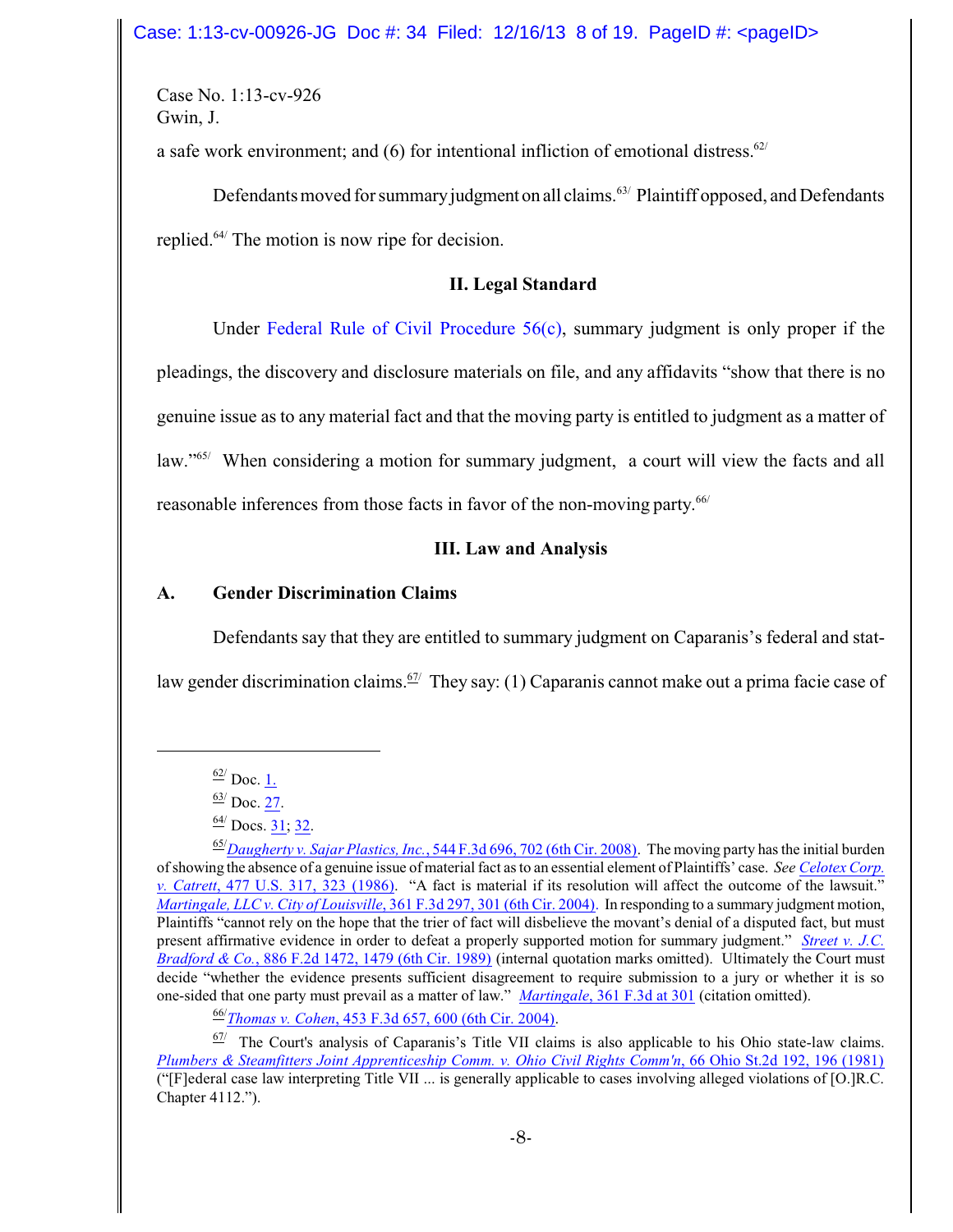Case No. 1:13-cv-926
Gwin, J.

a safe work environment; and (6) for intentional infliction of emotional distress.[62]

Defendants moved for summary judgment on all claims.[63] Plaintiff opposed, and Defendants replied.[64] The motion is now ripe for decision.

## II. Legal Standard

Under Federal Rule of Civil Procedure 56(c), summary judgment is only proper if the pleadings, the discovery and disclosure materials on file, and any affidavits "show that there is no genuine issue as to any material fact and that the moving party is entitled to judgment as a matter of law."[65] When considering a motion for summary judgment, a court will view the facts and all reasonable inferences from those facts in favor of the non-moving party.[66]

## III. Law and Analysis

### A. Gender Discrimination Claims

Defendants say that they are entitled to summary judgment on Caparanis's federal and stat-law gender discrimination claims.[67] They say: (1) Caparanis cannot make out a prima facie case of

---

[62] Doc. 1.

[63] Doc. 27.

[64] Docs. 31; 32.

[65] *Daugherty v. Sajar Plastics, Inc.*, 544 F.3d 696, 702 (6th Cir. 2008). The moving party has the initial burden of showing the absence of a genuine issue of material fact as to an essential element of Plaintiffs' case. *See Celotex Corp. v. Catrett*, 477 U.S. 317, 323 (1986). "A fact is material if its resolution will affect the outcome of the lawsuit." *Martingale, LLC v. City of Louisville*, 361 F.3d 297, 301 (6th Cir. 2004). In responding to a summary judgment motion, Plaintiffs "cannot rely on the hope that the trier of fact will disbelieve the movant's denial of a disputed fact, but must present affirmative evidence in order to defeat a properly supported motion for summary judgment." *Street v. J.C. Bradford & Co.*, 886 F.2d 1472, 1479 (6th Cir. 1989) (internal quotation marks omitted). Ultimately the Court must decide "whether the evidence presents sufficient disagreement to require submission to a jury or whether it is so one-sided that one party must prevail as a matter of law." *Martingale*, 361 F.3d at 301 (citation omitted).

[66] *Thomas v. Cohen*, 453 F.3d 657, 600 (6th Cir. 2004).

[67] The Court's analysis of Caparanis's Title VII claims is also applicable to his Ohio state-law claims. *Plumbers & Steamfitters Joint Apprenticeship Comm. v. Ohio Civil Rights Comm'n*, 66 Ohio St.2d 192, 196 (1981) ("[F]ederal case law interpreting Title VII ... is generally applicable to cases involving alleged violations of [O.]R.C. Chapter 4112.").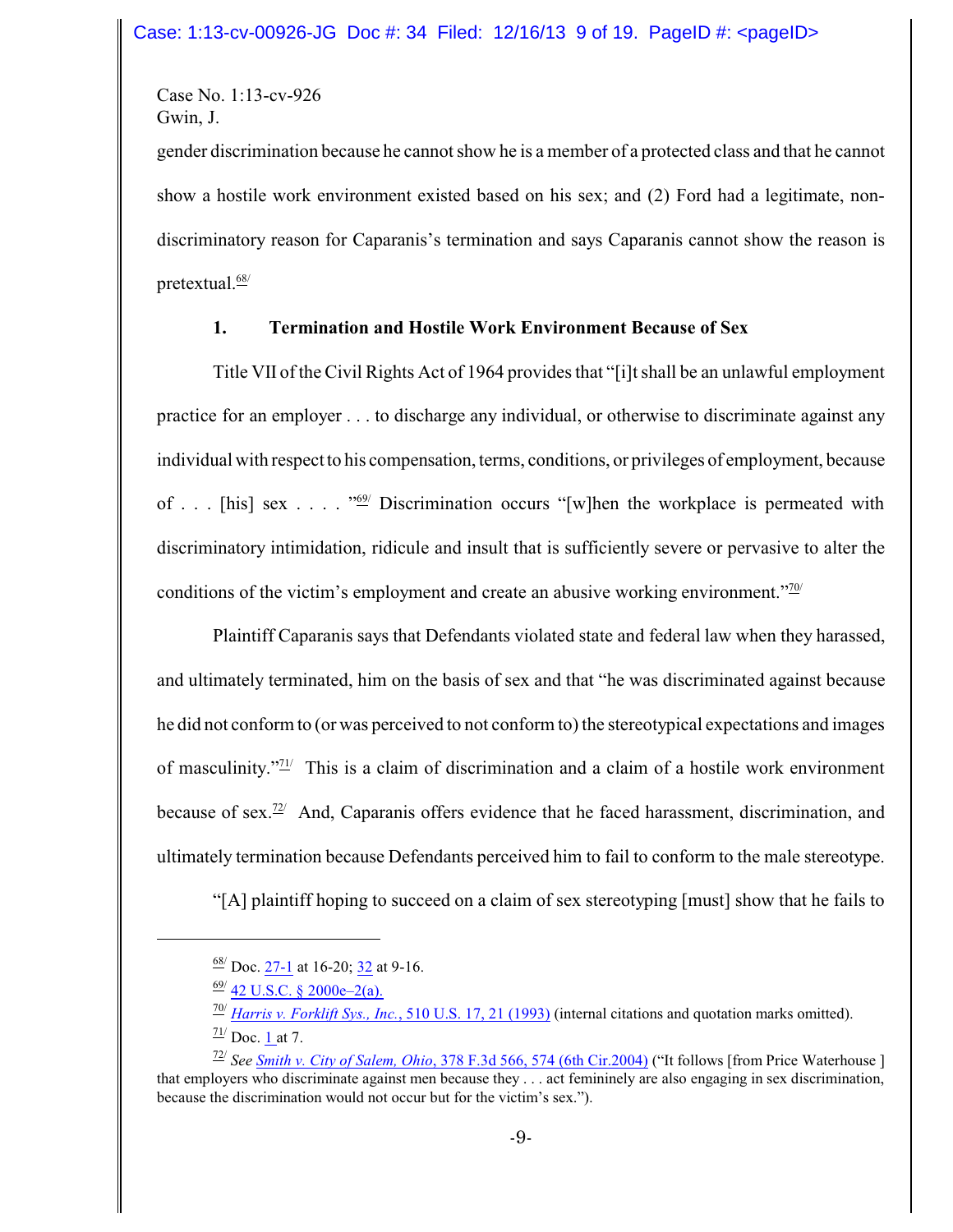Case No. 1:13-cv-926
Gwin, J.

gender discrimination because he cannot show he is a member of a protected class and that he cannot show a hostile work environment existed based on his sex; and (2) Ford had a legitimate, non-discriminatory reason for Caparanis's termination and says Caparanis cannot show the reason is pretextual.[68]

### 1. Termination and Hostile Work Environment Because of Sex

Title VII of the Civil Rights Act of 1964 provides that "[i]t shall be an unlawful employment practice for an employer . . . to discharge any individual, or otherwise to discriminate against any individual with respect to his compensation, terms, conditions, or privileges of employment, because of . . . [his] sex . . . . "[69] Discrimination occurs "[w]hen the workplace is permeated with discriminatory intimidation, ridicule and insult that is sufficiently severe or pervasive to alter the conditions of the victim's employment and create an abusive working environment."[70]

Plaintiff Caparanis says that Defendants violated state and federal law when they harassed, and ultimately terminated, him on the basis of sex and that "he was discriminated against because he did not conform to (or was perceived to not conform to) the stereotypical expectations and images of masculinity."[71] This is a claim of discrimination and a claim of a hostile work environment because of sex.[72] And, Caparanis offers evidence that he faced harassment, discrimination, and ultimately termination because Defendants perceived him to fail to conform to the male stereotype.

"[A] plaintiff hoping to succeed on a claim of sex stereotyping [must] show that he fails to

---

[68] Doc. 27-1 at 16-20; 32 at 9-16.

[69] 42 U.S.C. § 2000e–2(a).

[70] *Harris v. Forklift Sys., Inc.*, 510 U.S. 17, 21 (1993) (internal citations and quotation marks omitted).

[71] Doc. 1 at 7.

[72] *See Smith v. City of Salem, Ohio*, 378 F.3d 566, 574 (6th Cir.2004) ("It follows [from Price Waterhouse ] that employers who discriminate against men because they . . . act femininely are also engaging in sex discrimination, because the discrimination would not occur but for the victim's sex.").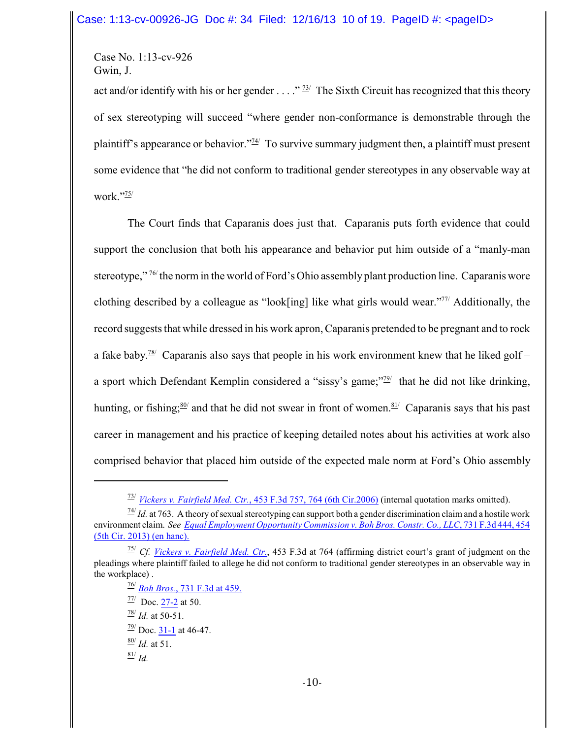act and/or identify with his or her gender . . . ."[73/] The Sixth Circuit has recognized that this theory of sex stereotyping will succeed "where gender non-conformance is demonstrable through the plaintiff's appearance or behavior."[74/] To survive summary judgment then, a plaintiff must present some evidence that "he did not conform to traditional gender stereotypes in any observable way at work."[75/]

The Court finds that Caparanis does just that. Caparanis puts forth evidence that could support the conclusion that both his appearance and behavior put him outside of a "manly-man stereotype,"[76/] the norm in the world of Ford's Ohio assembly plant production line. Caparanis wore clothing described by a colleague as "look[ing] like what girls would wear."[77/] Additionally, the record suggests that while dressed in his work apron, Caparanis pretended to be pregnant and to rock a fake baby.[78/] Caparanis also says that people in his work environment knew that he liked golf – a sport which Defendant Kemplin considered a "sissy's game;"[79/] that he did not like drinking, hunting, or fishing;[80/] and that he did not swear in front of women.[81/] Caparanis says that his past career in management and his practice of keeping detailed notes about his activities at work also comprised behavior that placed him outside of the expected male norm at Ford's Ohio assembly

---

[73/] *Vickers v. Fairfield Med. Ctr.*, 453 F.3d 757, 764 (6th Cir.2006) (internal quotation marks omitted).

[74/] *Id.* at 763. A theory of sexual stereotyping can support both a gender discrimination claim and a hostile work environment claim. *See* *Equal Employment Opportunity Commission v. Boh Bros. Constr. Co., LLC*, 731 F.3d 444, 454 (5th Cir. 2013) (en banc).

[75/] *Cf.* *Vickers v. Fairfield Med. Ctr.*, 453 F.3d at 764 (affirming district court's grant of judgment on the pleadings where plaintiff failed to allege he did not conform to traditional gender stereotypes in an observable way in the workplace) .

[76/] *Boh Bros.*, 731 F.3d at 459.

[77/] Doc. 27-2 at 50.

[78/] *Id.* at 50-51.

[79/] Doc. 31-1 at 46-47.

[80/] *Id.* at 51.

[81/] *Id.*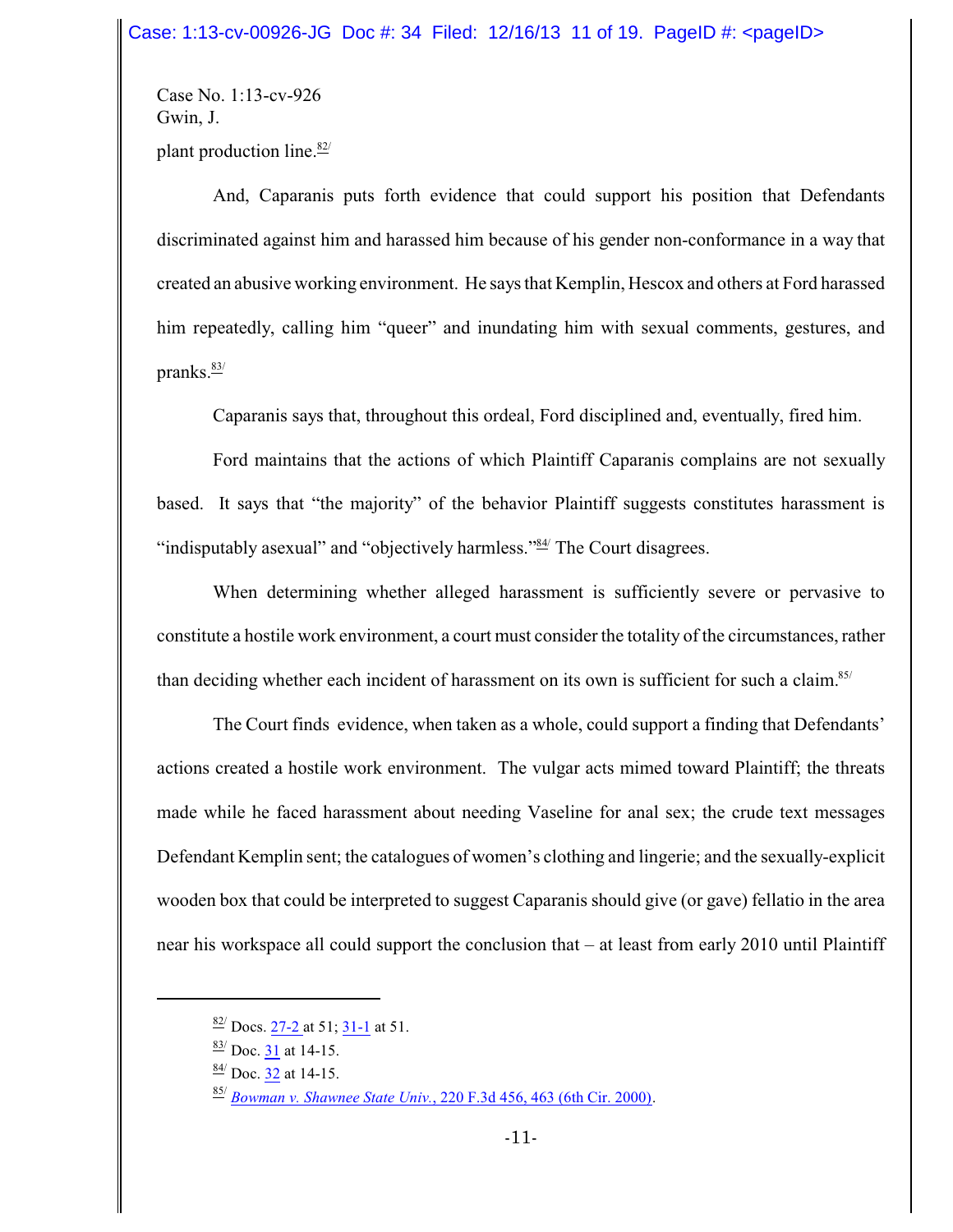plant production line.[82]

And, Caparanis puts forth evidence that could support his position that Defendants discriminated against him and harassed him because of his gender non-conformance in a way that created an abusive working environment. He says that Kemplin, Hescox and others at Ford harassed him repeatedly, calling him "queer" and inundating him with sexual comments, gestures, and pranks.[83]

Caparanis says that, throughout this ordeal, Ford disciplined and, eventually, fired him.

Ford maintains that the actions of which Plaintiff Caparanis complains are not sexually based. It says that "the majority" of the behavior Plaintiff suggests constitutes harassment is "indisputably asexual" and "objectively harmless."[84] The Court disagrees.

When determining whether alleged harassment is sufficiently severe or pervasive to constitute a hostile work environment, a court must consider the totality of the circumstances, rather than deciding whether each incident of harassment on its own is sufficient for such a claim.[85]

The Court finds evidence, when taken as a whole, could support a finding that Defendants' actions created a hostile work environment. The vulgar acts mimed toward Plaintiff; the threats made while he faced harassment about needing Vaseline for anal sex; the crude text messages Defendant Kemplin sent; the catalogues of women's clothing and lingerie; and the sexually-explicit wooden box that could be interpreted to suggest Caparanis should give (or gave) fellatio in the area near his workspace all could support the conclusion that – at least from early 2010 until Plaintiff

---

[82] Docs. 27-2 at 51; 31-1 at 51.

[83] Doc. 31 at 14-15.

[84] Doc. 32 at 14-15.

[85] *Bowman v. Shawnee State Univ.*, 220 F.3d 456, 463 (6th Cir. 2000).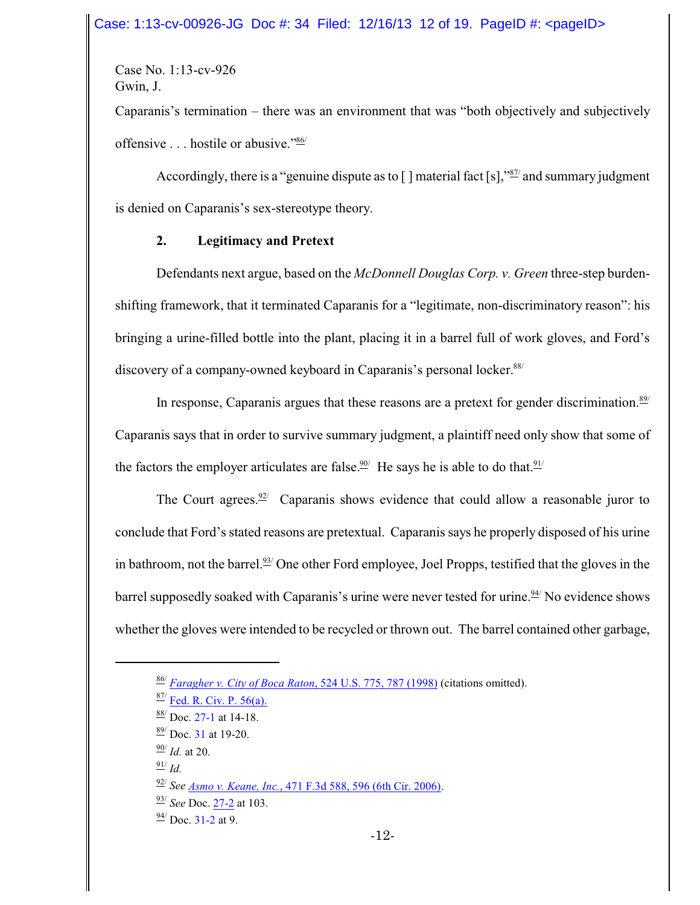Case No. 1:13-cv-926
Gwin, J.

Caparanis's termination – there was an environment that was "both objectively and subjectively offensive . . . hostile or abusive."[86]

Accordingly, there is a "genuine dispute as to [ ] material fact [s],"[87] and summary judgment is denied on Caparanis's sex-stereotype theory.

**2. Legitimacy and Pretext**

Defendants next argue, based on the *McDonnell Douglas Corp. v. Green* three-step burden-shifting framework, that it terminated Caparanis for a "legitimate, non-discriminatory reason": his bringing a urine-filled bottle into the plant, placing it in a barrel full of work gloves, and Ford's discovery of a company-owned keyboard in Caparanis's personal locker.[88]

In response, Caparanis argues that these reasons are a pretext for gender discrimination.[89] Caparanis says that in order to survive summary judgment, a plaintiff need only show that some of the factors the employer articulates are false.[90] He says he is able to do that.[91]

The Court agrees.[92] Caparanis shows evidence that could allow a reasonable juror to conclude that Ford's stated reasons are pretextual. Caparanis says he properly disposed of his urine in bathroom, not the barrel.[93] One other Ford employee, Joel Propps, testified that the gloves in the barrel supposedly soaked with Caparanis's urine were never tested for urine.[94] No evidence shows whether the gloves were intended to be recycled or thrown out. The barrel contained other garbage,

---

[86] *Faragher v. City of Boca Raton*, 524 U.S. 775, 787 (1998) (citations omitted).

[87] Fed. R. Civ. P. 56(a).

[88] Doc. 27-1 at 14-18.

[89] Doc. 31 at 19-20.

[90] *Id.* at 20.

[91] *Id.*

[92] *See* *Asmo v. Keane, Inc.*, 471 F.3d 588, 596 (6th Cir. 2006).

[93] *See* Doc. 27-2 at 103.

[94] Doc. 31-2 at 9.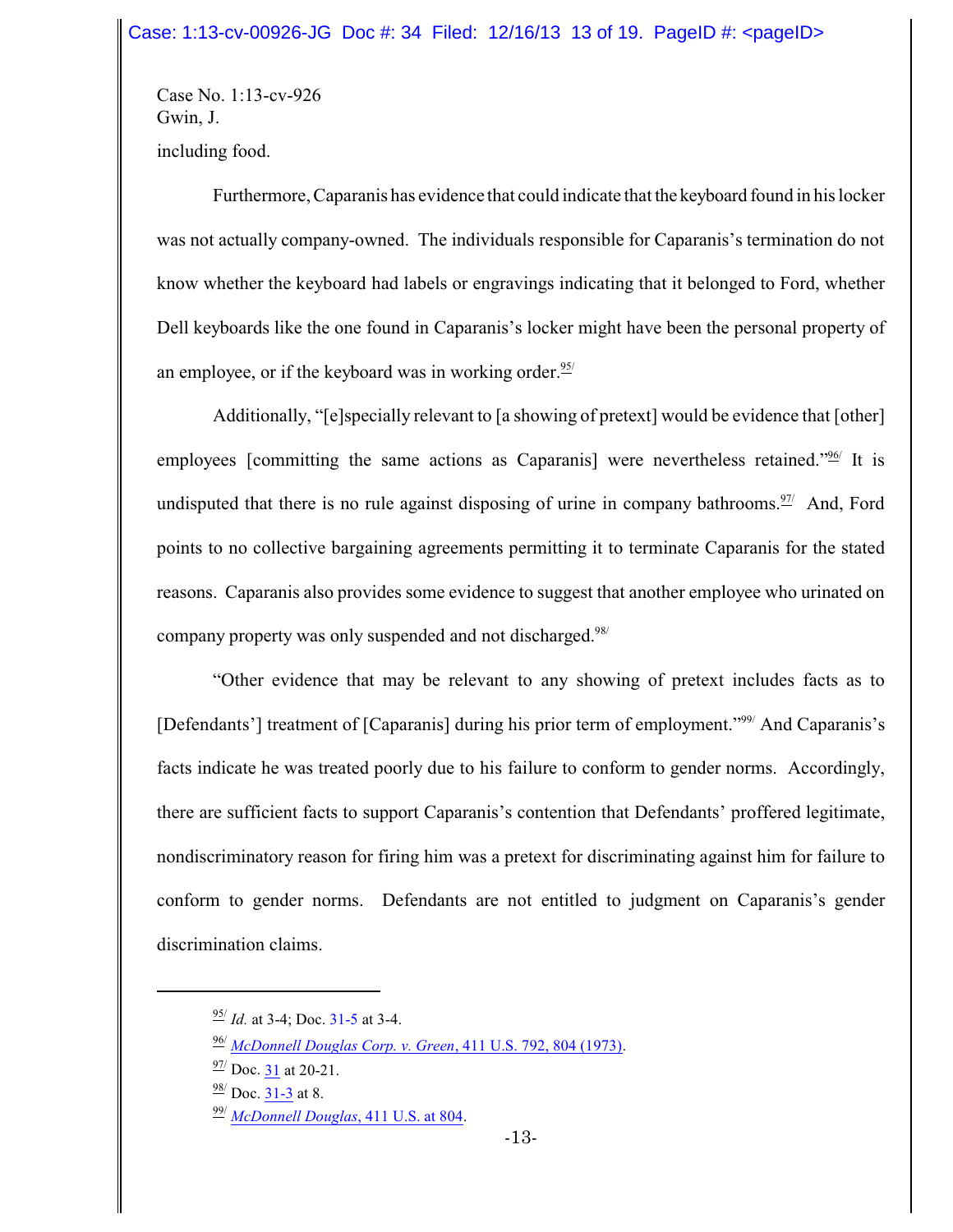including food.

Furthermore, Caparanis has evidence that could indicate that the keyboard found in his locker was not actually company-owned. The individuals responsible for Caparanis's termination do not know whether the keyboard had labels or engravings indicating that it belonged to Ford, whether Dell keyboards like the one found in Caparanis's locker might have been the personal property of an employee, or if the keyboard was in working order.[95]

Additionally, "[e]specially relevant to [a showing of pretext] would be evidence that [other] employees [committing the same actions as Caparanis] were nevertheless retained."[96] It is undisputed that there is no rule against disposing of urine in company bathrooms.[97] And, Ford points to no collective bargaining agreements permitting it to terminate Caparanis for the stated reasons. Caparanis also provides some evidence to suggest that another employee who urinated on company property was only suspended and not discharged.[98]

"Other evidence that may be relevant to any showing of pretext includes facts as to [Defendants'] treatment of [Caparanis] during his prior term of employment."[99] And Caparanis's facts indicate he was treated poorly due to his failure to conform to gender norms. Accordingly, there are sufficient facts to support Caparanis's contention that Defendants' proffered legitimate, nondiscriminatory reason for firing him was a pretext for discriminating against him for failure to conform to gender norms. Defendants are not entitled to judgment on Caparanis's gender discrimination claims.

---

[95] *Id.* at 3-4; Doc. 31-5 at 3-4.

[96] *McDonnell Douglas Corp. v. Green*, 411 U.S. 792, 804 (1973).

[97] Doc. 31 at 20-21.

[98] Doc. 31-3 at 8.

[99] *McDonnell Douglas*, 411 U.S. at 804.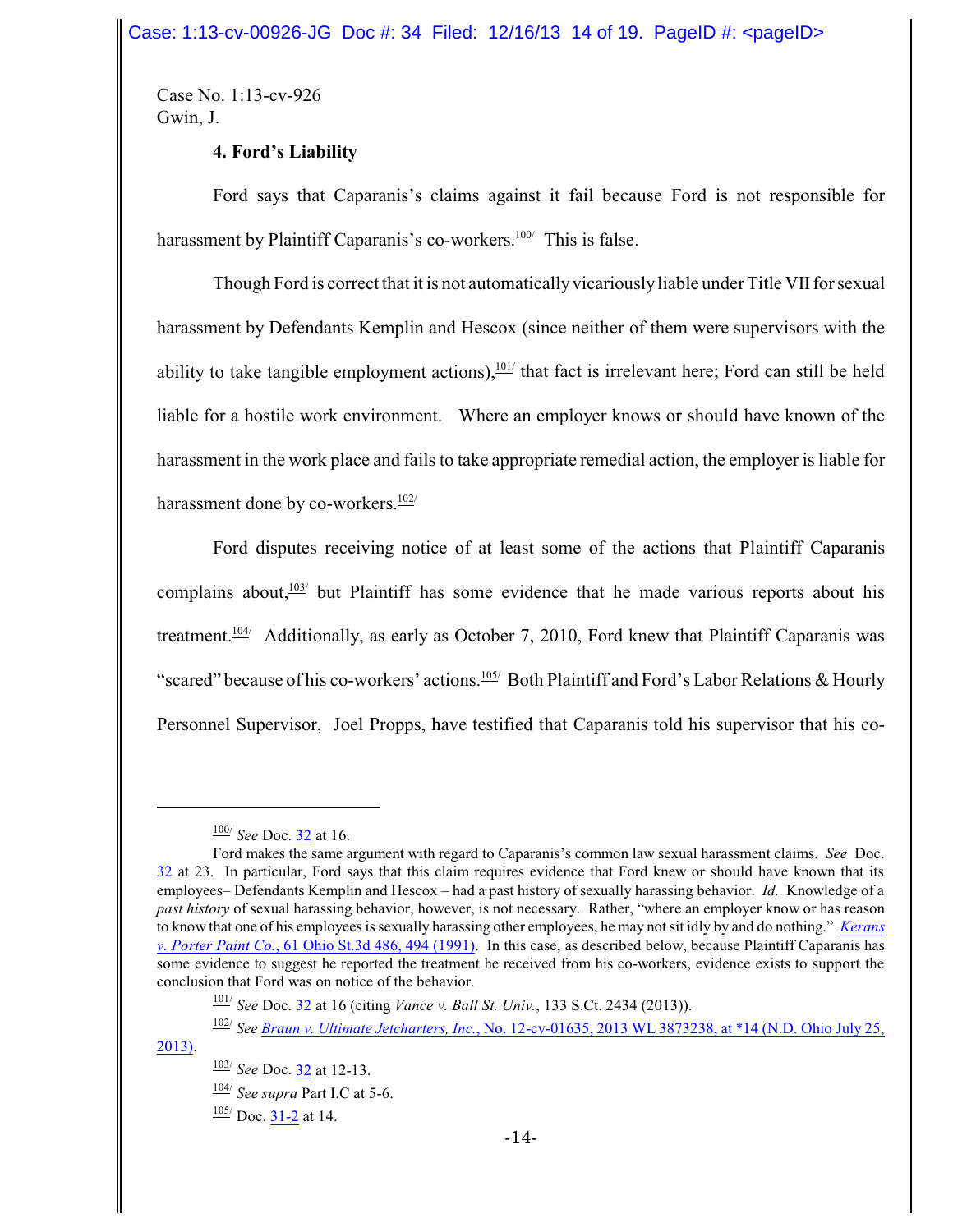Case No. 1:13-cv-926
Gwin, J.

**4. Ford's Liability**

Ford says that Caparanis's claims against it fail because Ford is not responsible for harassment by Plaintiff Caparanis's co-workers.[100] This is false.

Though Ford is correct that it is not automatically vicariously liable under Title VII for sexual harassment by Defendants Kemplin and Hescox (since neither of them were supervisors with the ability to take tangible employment actions),[101] that fact is irrelevant here; Ford can still be held liable for a hostile work environment. Where an employer knows or should have known of the harassment in the work place and fails to take appropriate remedial action, the employer is liable for harassment done by co-workers.[102]

Ford disputes receiving notice of at least some of the actions that Plaintiff Caparanis complains about,[103] but Plaintiff has some evidence that he made various reports about his treatment.[104] Additionally, as early as October 7, 2010, Ford knew that Plaintiff Caparanis was "scared" because of his co-workers' actions.[105] Both Plaintiff and Ford's Labor Relations & Hourly Personnel Supervisor, Joel Propps, have testified that Caparanis told his supervisor that his co-

---

[100] *See* Doc. 32 at 16.

Ford makes the same argument with regard to Caparanis's common law sexual harassment claims. *See* Doc. 32 at 23. In particular, Ford says that this claim requires evidence that Ford knew or should have known that its employees– Defendants Kemplin and Hescox – had a past history of sexually harassing behavior. *Id.* Knowledge of a *past history* of sexual harassing behavior, however, is not necessary. Rather, "where an employer know or has reason to know that one of his employees is sexually harassing other employees, he may not sit idly by and do nothing." *Kerans v. Porter Paint Co.*, 61 Ohio St.3d 486, 494 (1991). In this case, as described below, because Plaintiff Caparanis has some evidence to suggest he reported the treatment he received from his co-workers, evidence exists to support the conclusion that Ford was on notice of the behavior.

[101] *See* Doc. 32 at 16 (citing *Vance v. Ball St. Univ.*, 133 S.Ct. 2434 (2013)).

[102] *See* *Braun v. Ultimate Jetcharters, Inc.*, No. 12-cv-01635, 2013 WL 3873238, at *14 (N.D. Ohio July 25, 2013).

[103] *See* Doc. 32 at 12-13.

[104] *See supra* Part I.C at 5-6.

[105] Doc. 31-2 at 14.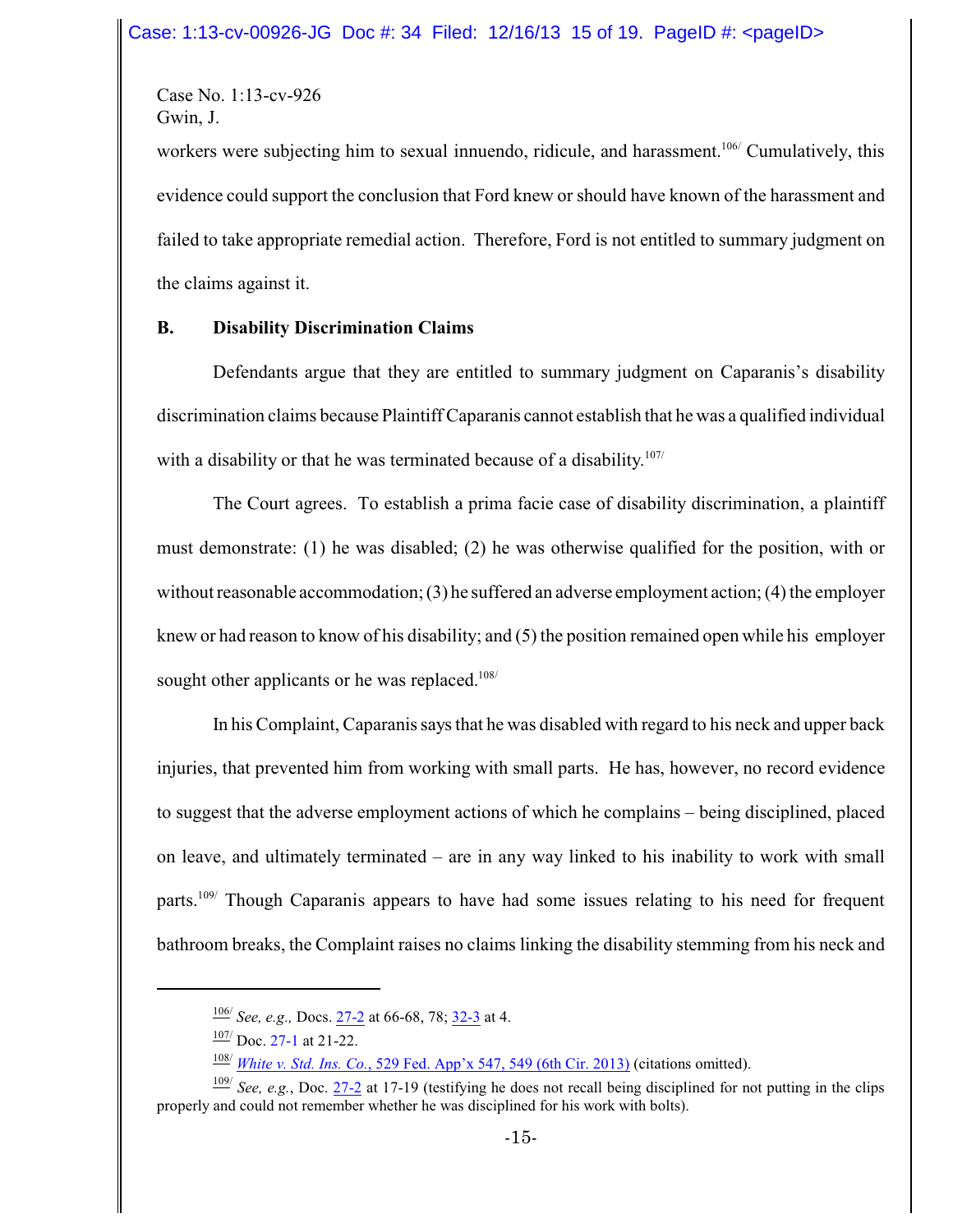workers were subjecting him to sexual innuendo, ridicule, and harassment.[106] Cumulatively, this evidence could support the conclusion that Ford knew or should have known of the harassment and failed to take appropriate remedial action. Therefore, Ford is not entitled to summary judgment on the claims against it.

**B. Disability Discrimination Claims**

Defendants argue that they are entitled to summary judgment on Caparanis's disability discrimination claims because Plaintiff Caparanis cannot establish that he was a qualified individual with a disability or that he was terminated because of a disability.[107]

The Court agrees. To establish a prima facie case of disability discrimination, a plaintiff must demonstrate: (1) he was disabled; (2) he was otherwise qualified for the position, with or without reasonable accommodation; (3) he suffered an adverse employment action; (4) the employer knew or had reason to know of his disability; and (5) the position remained open while his employer sought other applicants or he was replaced.[108]

In his Complaint, Caparanis says that he was disabled with regard to his neck and upper back injuries, that prevented him from working with small parts. He has, however, no record evidence to suggest that the adverse employment actions of which he complains – being disciplined, placed on leave, and ultimately terminated – are in any way linked to his inability to work with small parts.[109] Though Caparanis appears to have had some issues relating to his need for frequent bathroom breaks, the Complaint raises no claims linking the disability stemming from his neck and

---

[106] *See, e.g.,* Docs. 27-2 at 66-68, 78; 32-3 at 4.

[107] Doc. 27-1 at 21-22.

[108] *White v. Std. Ins. Co.*, 529 Fed. App'x 547, 549 (6th Cir. 2013) (citations omitted).

[109] *See, e.g.*, Doc. 27-2 at 17-19 (testifying he does not recall being disciplined for not putting in the clips properly and could not remember whether he was disciplined for his work with bolts).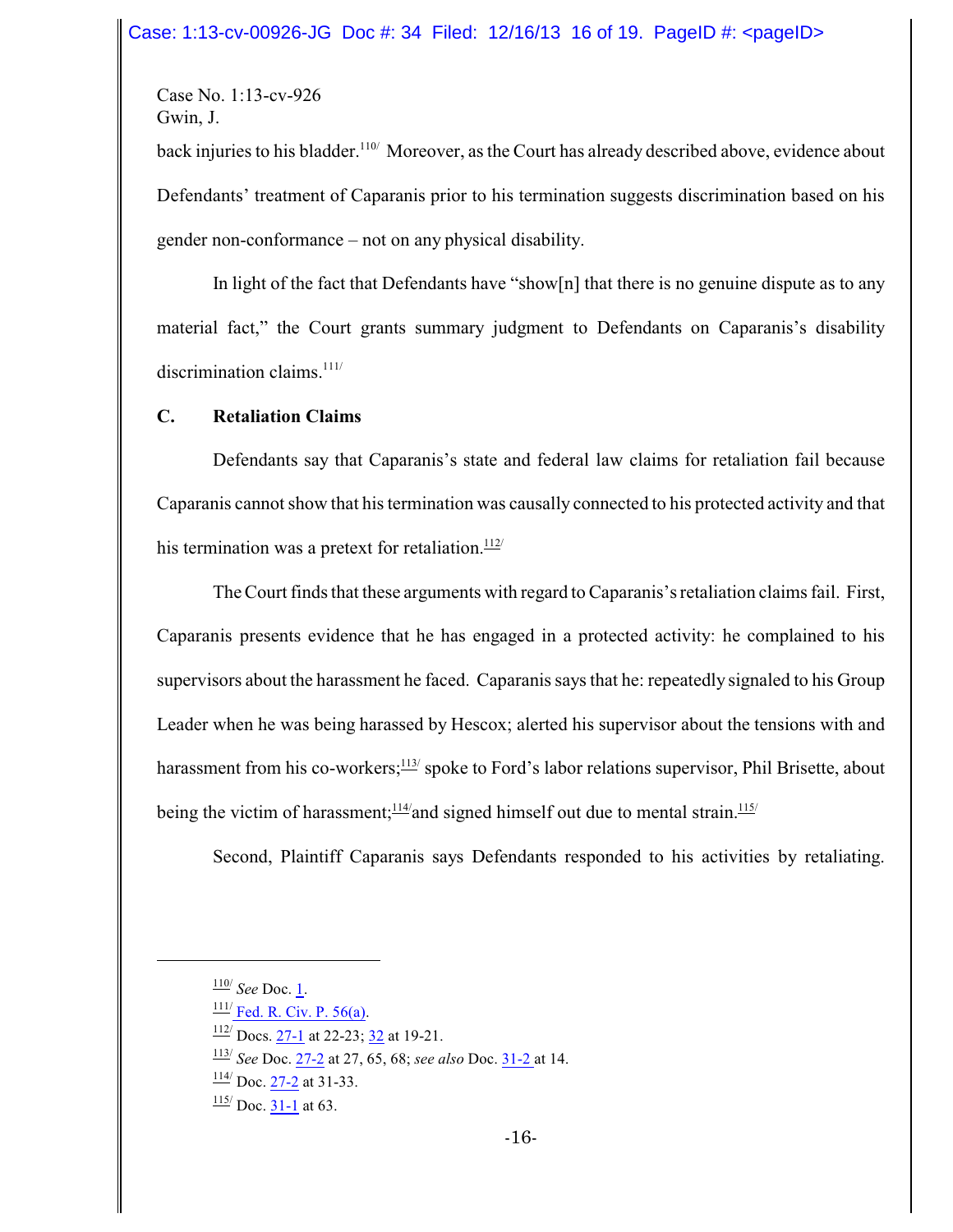back injuries to his bladder.[110] Moreover, as the Court has already described above, evidence about Defendants' treatment of Caparanis prior to his termination suggests discrimination based on his gender non-conformance – not on any physical disability.

In light of the fact that Defendants have "show[n] that there is no genuine dispute as to any material fact," the Court grants summary judgment to Defendants on Caparanis's disability discrimination claims.[111]

### C. Retaliation Claims

Defendants say that Caparanis's state and federal law claims for retaliation fail because Caparanis cannot show that his termination was causally connected to his protected activity and that his termination was a pretext for retaliation.[112]

The Court finds that these arguments with regard to Caparanis's retaliation claims fail. First, Caparanis presents evidence that he has engaged in a protected activity: he complained to his supervisors about the harassment he faced. Caparanis says that he: repeatedly signaled to his Group Leader when he was being harassed by Hescox; alerted his supervisor about the tensions with and harassment from his co-workers;[113] spoke to Ford's labor relations supervisor, Phil Brisette, about being the victim of harassment;[114] and signed himself out due to mental strain.[115]

Second, Plaintiff Caparanis says Defendants responded to his activities by retaliating.

---

[110] *See* Doc. 1.

[111] Fed. R. Civ. P. 56(a).

[112] Docs. 27-1 at 22-23; 32 at 19-21.

[113] *See* Doc. 27-2 at 27, 65, 68; *see also* Doc. 31-2 at 14.

[114] Doc. 27-2 at 31-33.

[115] Doc. 31-1 at 63.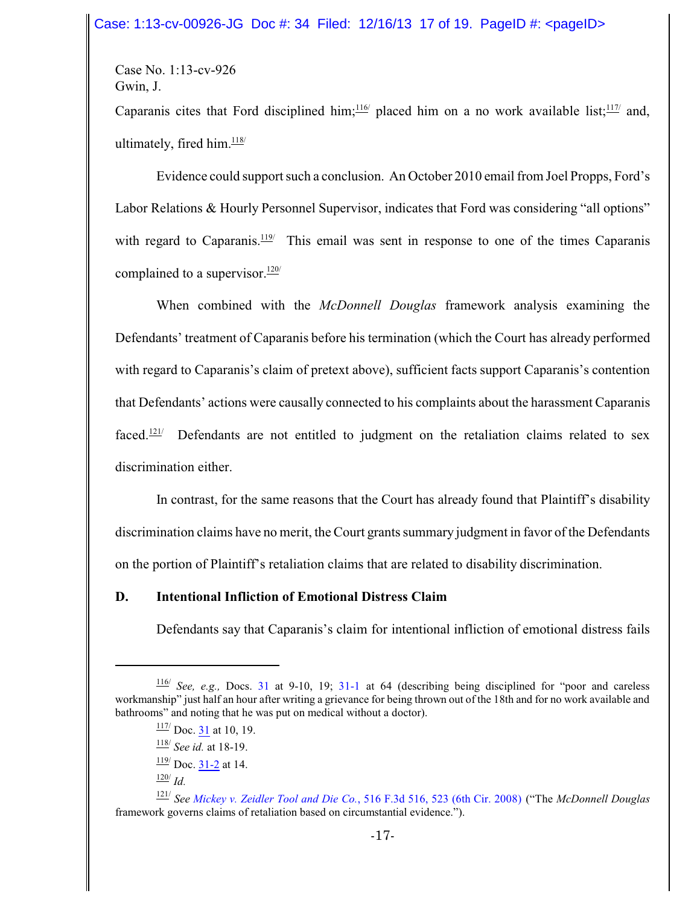Caparanis cites that Ford disciplined him;[116] placed him on a no work available list;[117] and, ultimately, fired him.[118]

Evidence could support such a conclusion. An October 2010 email from Joel Propps, Ford's Labor Relations & Hourly Personnel Supervisor, indicates that Ford was considering "all options" with regard to Caparanis.[119] This email was sent in response to one of the times Caparanis complained to a supervisor.[120]

When combined with the *McDonnell Douglas* framework analysis examining the Defendants' treatment of Caparanis before his termination (which the Court has already performed with regard to Caparanis's claim of pretext above), sufficient facts support Caparanis's contention that Defendants' actions were causally connected to his complaints about the harassment Caparanis faced.[121] Defendants are not entitled to judgment on the retaliation claims related to sex discrimination either.

In contrast, for the same reasons that the Court has already found that Plaintiff's disability discrimination claims have no merit, the Court grants summary judgment in favor of the Defendants on the portion of Plaintiff's retaliation claims that are related to disability discrimination.

**D. Intentional Infliction of Emotional Distress Claim**

Defendants say that Caparanis's claim for intentional infliction of emotional distress fails

---

[116] *See, e.g.,* Docs. 31 at 9-10, 19; 31-1 at 64 (describing being disciplined for "poor and careless workmanship" just half an hour after writing a grievance for being thrown out of the 18th and for no work available and bathrooms" and noting that he was put on medical without a doctor).

[117] Doc. 31 at 10, 19.

[118] *See id.* at 18-19.

[119] Doc. 31-2 at 14.

[120] *Id.*

[121] *See Mickey v. Zeidler Tool and Die Co.*, 516 F.3d 516, 523 (6th Cir. 2008) ("The *McDonnell Douglas* framework governs claims of retaliation based on circumstantial evidence.").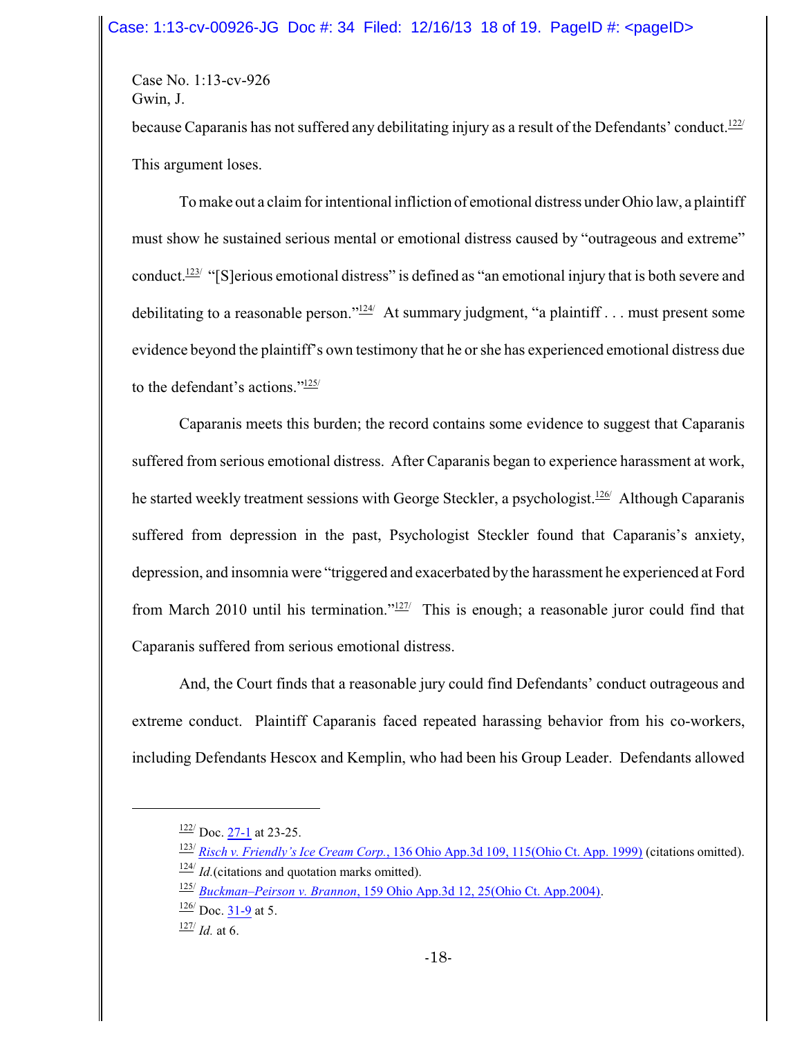because Caparanis has not suffered any debilitating injury as a result of the Defendants' conduct.[122] This argument loses.

To make out a claim for intentional infliction of emotional distress under Ohio law, a plaintiff must show he sustained serious mental or emotional distress caused by "outrageous and extreme" conduct.[123] "[S]erious emotional distress" is defined as "an emotional injury that is both severe and debilitating to a reasonable person."[124] At summary judgment, "a plaintiff . . . must present some evidence beyond the plaintiff's own testimony that he or she has experienced emotional distress due to the defendant's actions."[125]

Caparanis meets this burden; the record contains some evidence to suggest that Caparanis suffered from serious emotional distress. After Caparanis began to experience harassment at work, he started weekly treatment sessions with George Steckler, a psychologist.[126] Although Caparanis suffered from depression in the past, Psychologist Steckler found that Caparanis's anxiety, depression, and insomnia were "triggered and exacerbated by the harassment he experienced at Ford from March 2010 until his termination."[127] This is enough; a reasonable juror could find that Caparanis suffered from serious emotional distress.

And, the Court finds that a reasonable jury could find Defendants' conduct outrageous and extreme conduct. Plaintiff Caparanis faced repeated harassing behavior from his co-workers, including Defendants Hescox and Kemplin, who had been his Group Leader. Defendants allowed

---

[122] Doc. 27-1 at 23-25.

[123] *Risch v. Friendly's Ice Cream Corp.*, 136 Ohio App.3d 109, 115(Ohio Ct. App. 1999) (citations omitted).

[124] *Id.*(citations and quotation marks omitted).

[125] *Buckman–Peirson v. Brannon*, 159 Ohio App.3d 12, 25(Ohio Ct. App.2004).

[126] Doc. 31-9 at 5.

[127] *Id.* at 6.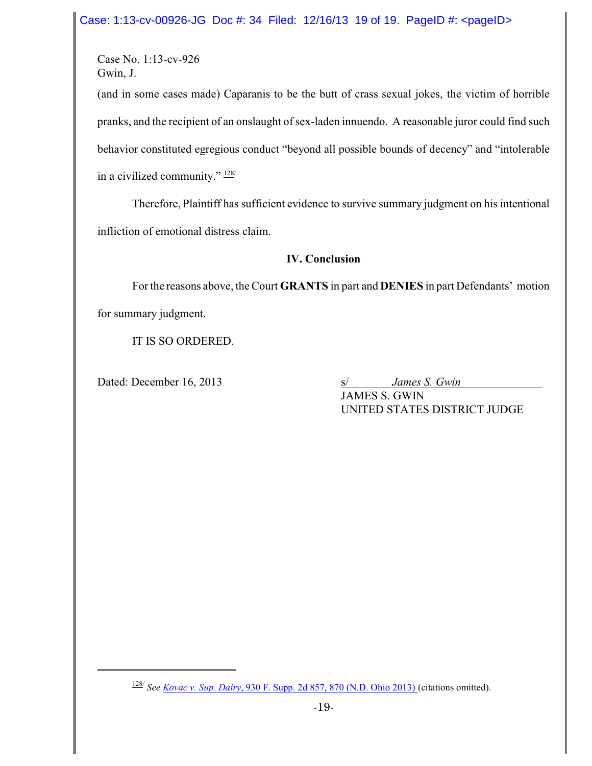(and in some cases made) Caparanis to be the butt of crass sexual jokes, the victim of horrible pranks, and the recipient of an onslaught of sex-laden innuendo. A reasonable juror could find such behavior constituted egregious conduct "beyond all possible bounds of decency" and "intolerable in a civilized community." [128]

Therefore, Plaintiff has sufficient evidence to survive summary judgment on his intentional infliction of emotional distress claim.

### IV. Conclusion

For the reasons above, the Court **GRANTS** in part and **DENIES** in part Defendants' motion for summary judgment.

IT IS SO ORDERED.

Dated: December 16, 2013

s/ *James S. Gwin*
JAMES S. GWIN
UNITED STATES DISTRICT JUDGE

---

[128] *See Kovac v. Sup. Dairy*, 930 F. Supp. 2d 857, 870 (N.D. Ohio 2013) (citations omitted).